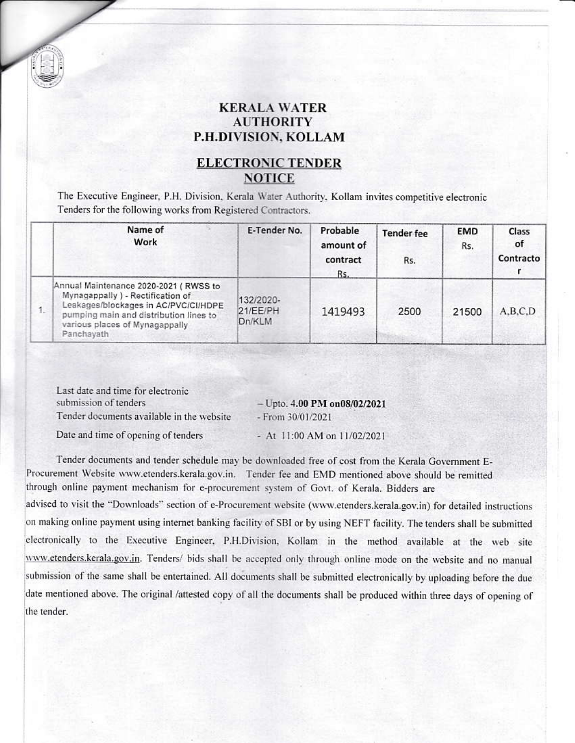# KERALA WATER AUTHORITY
# P.H.DIVISION, KOLLAM

## ELECTRONIC TENDER NOTICE

The Executive Engineer, P.H. Division, Kerala Water Authority, Kollam invites competitive electronic Tenders for the following works from Registered Contractors.

| | Name of Work | E-Tender No. | Probable amount of contract Rs. | Tender fee Rs. | EMD Rs. | Class of Contractor |
|---|---|---|---|---|---|---|
| 1. | Annual Maintenance 2020-2021 ( RWSS to Mynagappally ) - Rectification of Leakages/blockages in AC/PVC/CI/HDPE pumping main and distribution lines to various places of Mynagappally Panchayath | 132/2020-21/EE/PH Dn/KLM | 1419493 | 2500 | 21500 | A,B,C,D |

Last date and time for electronic submission of tenders – Upto. **4.00 PM on08/02/2021**

Tender documents available in the website - From 30/01/2021

Date and time of opening of tenders - At 11:00 AM on 11/02/2021

Tender documents and tender schedule may be downloaded free of cost from the Kerala Government E-Procurement Website www.etenders.kerala.gov.in. Tender fee and EMD mentioned above should be remitted through online payment mechanism for e-procurement system of Govt. of Kerala. Bidders are advised to visit the "Downloads" section of e-Procurement website (www.etenders.kerala.gov.in) for detailed instructions on making online payment using internet banking facility of SBI or by using NEFT facility. The tenders shall be submitted electronically to the Executive Engineer, P.H.Division, Kollam in the method available at the web site www.etenders.kerala.gov.in. Tenders/ bids shall be accepted only through online mode on the website and no manual submission of the same shall be entertained. All documents shall be submitted electronically by uploading before the due date mentioned above. The original /attested copy of all the documents shall be produced within three days of opening of the tender.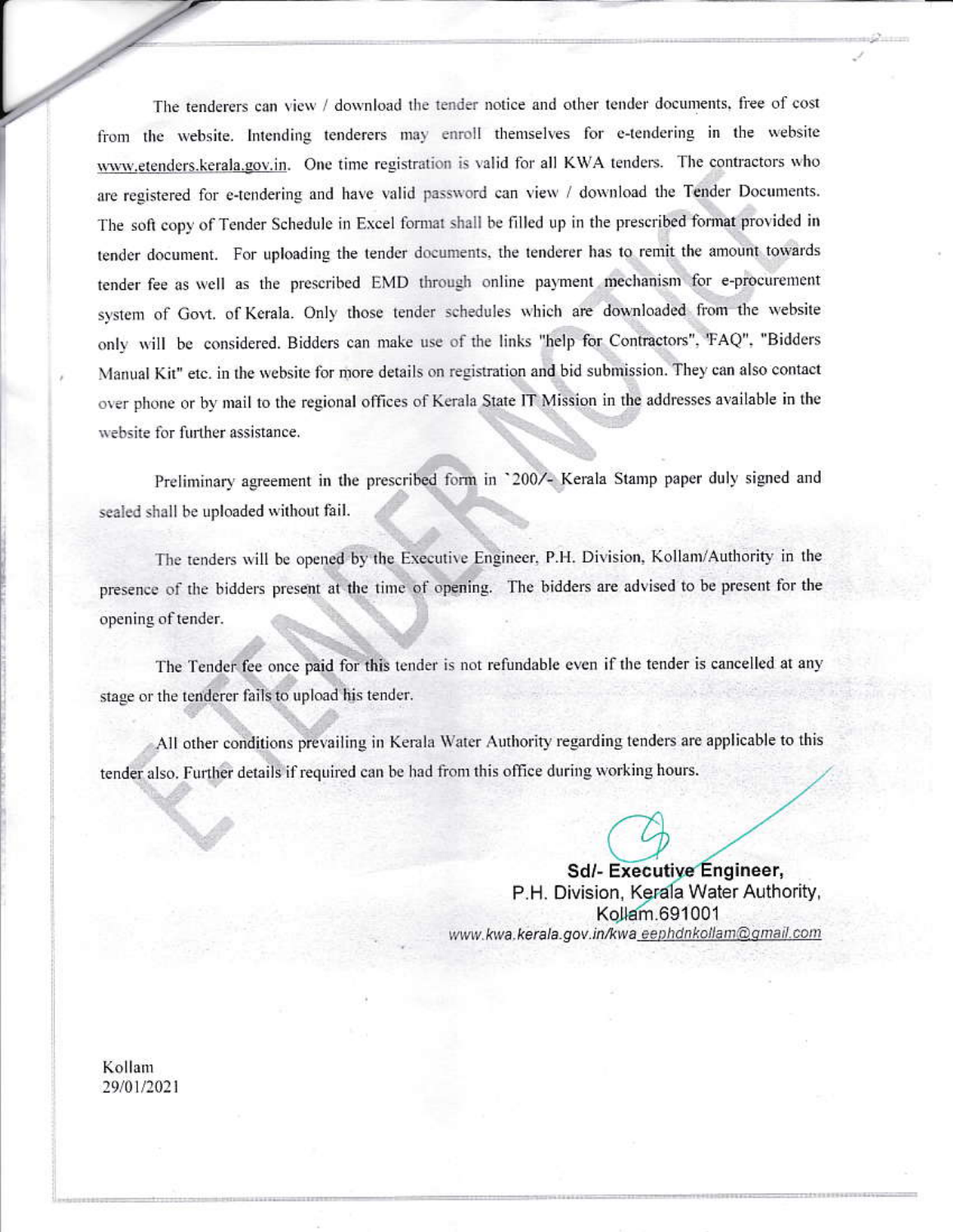The tenderers can view / download the tender notice and other tender documents, free of cost from the website. Intending tenderers may enroll themselves for e-tendering in the website www.etenders.kerala.gov.in. One time registration is valid for all KWA tenders. The contractors who are registered for e-tendering and have valid password can view / download the Tender Documents. The soft copy of Tender Schedule in Excel format shall be filled up in the prescribed format provided in tender document. For uploading the tender documents, the tenderer has to remit the amount towards tender fee as well as the prescribed EMD through online payment mechanism for e-procurement system of Govt. of Kerala. Only those tender schedules which are downloaded from the website only will be considered. Bidders can make use of the links "help for Contractors", 'FAQ", "Bidders Manual Kit" etc. in the website for more details on registration and bid submission. They can also contact over phone or by mail to the regional offices of Kerala State IT Mission in the addresses available in the website for further assistance.

Preliminary agreement in the prescribed form in `200/- Kerala Stamp paper duly signed and sealed shall be uploaded without fail.

The tenders will be opened by the Executive Engineer, P.H. Division, Kollam/Authority in the presence of the bidders present at the time of opening. The bidders are advised to be present for the opening of tender.

The Tender fee once paid for this tender is not refundable even if the tender is cancelled at any stage or the tenderer fails to upload his tender.

All other conditions prevailing in Kerala Water Authority regarding tenders are applicable to this tender also. Further details if required can be had from this office during working hours.

**Sd/- Executive Engineer,**
P.H. Division, Kerala Water Authority,
Kollam.691001
*www.kwa.kerala.gov.in/kwa eephdnkollam@gmail.com*

Kollam
29/01/2021